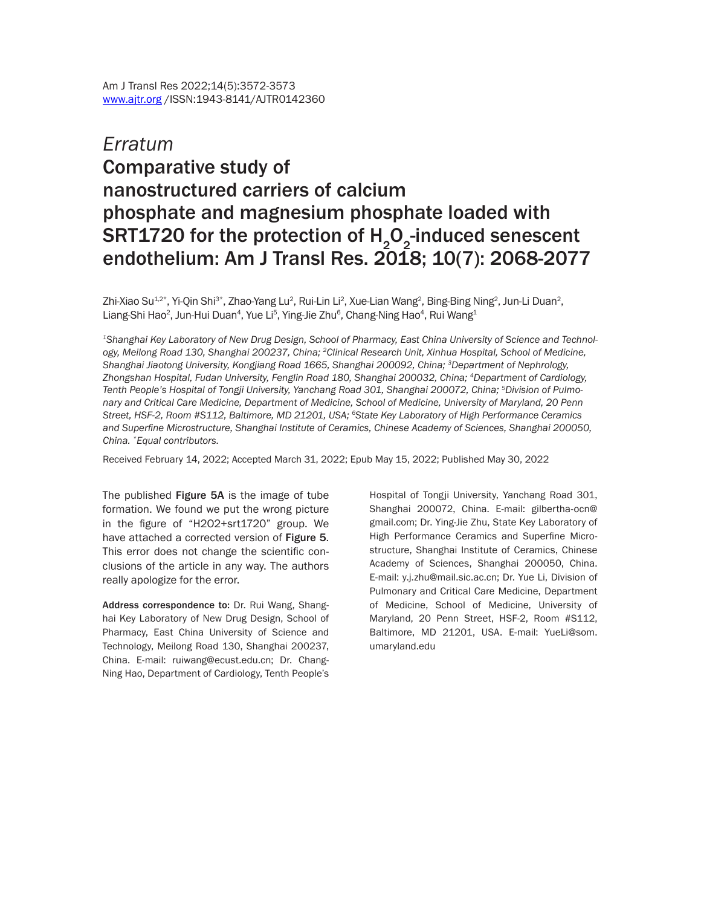*Erratum*

# Comparative study of nanostructured carriers of calcium phosphate and magnesium phosphate loaded with SRT1720 for the protection of $H_2O_2$-induced senescent endothelium: Am J Transl Res. 2018; 10(7): 2068-2077

Zhi-Xiao Su[1,2*], Yi-Qin Shi[3*], Zhao-Yang Lu[2], Rui-Lin Li[2], Xue-Lian Wang[2], Bing-Bing Ning[2], Jun-Li Duan[2], Liang-Shi Hao[2], Jun-Hui Duan[4], Yue Li[5], Ying-Jie Zhu[6], Chang-Ning Hao[4], Rui Wang[1]

*[1]Shanghai Key Laboratory of New Drug Design, School of Pharmacy, East China University of Science and Technology, Meilong Road 130, Shanghai 200237, China; [2]Clinical Research Unit, Xinhua Hospital, School of Medicine, Shanghai Jiaotong University, Kongjiang Road 1665, Shanghai 200092, China; [3]Department of Nephrology, Zhongshan Hospital, Fudan University, Fenglin Road 180, Shanghai 200032, China; [4]Department of Cardiology, Tenth People's Hospital of Tongji University, Yanchang Road 301, Shanghai 200072, China; [5]Division of Pulmonary and Critical Care Medicine, Department of Medicine, School of Medicine, University of Maryland, 20 Penn Street, HSF-2, Room #S112, Baltimore, MD 21201, USA; [6]State Key Laboratory of High Performance Ceramics and Superfine Microstructure, Shanghai Institute of Ceramics, Chinese Academy of Sciences, Shanghai 200050, China. [*]Equal contributors.*

Received February 14, 2022; Accepted March 31, 2022; Epub May 15, 2022; Published May 30, 2022

The published **Figure 5A** is the image of tube formation. We found we put the wrong picture in the figure of "H2O2+srt1720" group. We have attached a corrected version of **Figure 5**. This error does not change the scientific conclusions of the article in any way. The authors really apologize for the error.

**Address correspondence to:** Dr. Rui Wang, Shanghai Key Laboratory of New Drug Design, School of Pharmacy, East China University of Science and Technology, Meilong Road 130, Shanghai 200237, China. E-mail: ruiwang@ecust.edu.cn; Dr. Chang-Ning Hao, Department of Cardiology, Tenth People's Hospital of Tongji University, Yanchang Road 301, Shanghai 200072, China. E-mail: gilbertha-ocn@gmail.com; Dr. Ying-Jie Zhu, State Key Laboratory of High Performance Ceramics and Superfine Microstructure, Shanghai Institute of Ceramics, Chinese Academy of Sciences, Shanghai 200050, China. E-mail: y.j.zhu@mail.sic.ac.cn; Dr. Yue Li, Division of Pulmonary and Critical Care Medicine, Department of Medicine, School of Medicine, University of Maryland, 20 Penn Street, HSF-2, Room #S112, Baltimore, MD 21201, USA. E-mail: YueLi@som.umaryland.edu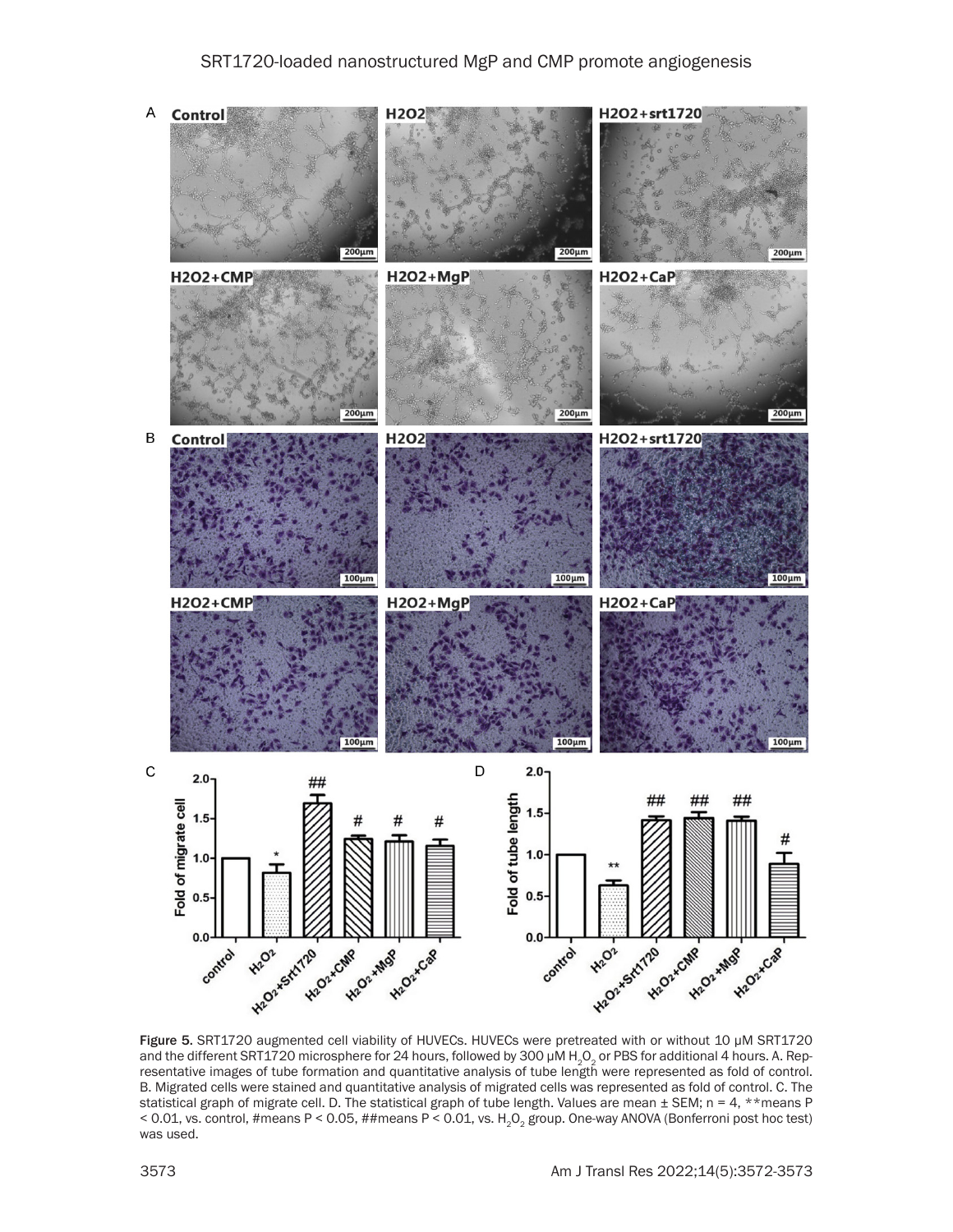A

Control

H2O2

H2O2+srt1720

200μm

H2O2+CMP

H2O2+MgP

H2O2+CaP

B

Control

H2O2

H2O2+srt1720

100μm

H2O2+CMP

H2O2+MgP

H2O2+CaP

C

Fold of migrate cell

2.0
1.5
1.0
0.5
0.0

control
$H_2O_2$
$H_2O_2$+Srt1720
$H_2O_2$+CMP
$H_2O_2$+MgP
$H_2O_2$+CaP

*
##
#
#
#

D

Fold of tube length

2.0
1.5
1.0
0.5
0.0

control
$H_2O_2$
$H_2O_2$+Srt1720
$H_2O_2$+CMP
$H_2O_2$+MgP
$H_2O_2$+CaP

**
##
##
##
#

Figure 5. SRT1720 augmented cell viability of HUVECs. HUVECs were pretreated with or without 10 μM SRT1720 and the different SRT1720 microsphere for 24 hours, followed by 300 μM $H_2O_2$ or PBS for additional 4 hours. A. Representative images of tube formation and quantitative analysis of tube length were represented as fold of control. B. Migrated cells were stained and quantitative analysis of migrated cells was represented as fold of control. C. The statistical graph of migrate cell. D. The statistical graph of tube length. Values are mean ± SEM; n = 4, **means $P < 0.01$, vs. control, #means $P < 0.05$, ##means $P < 0.01$, vs. $H_2O_2$ group. One-way ANOVA (Bonferroni post hoc test) was used.